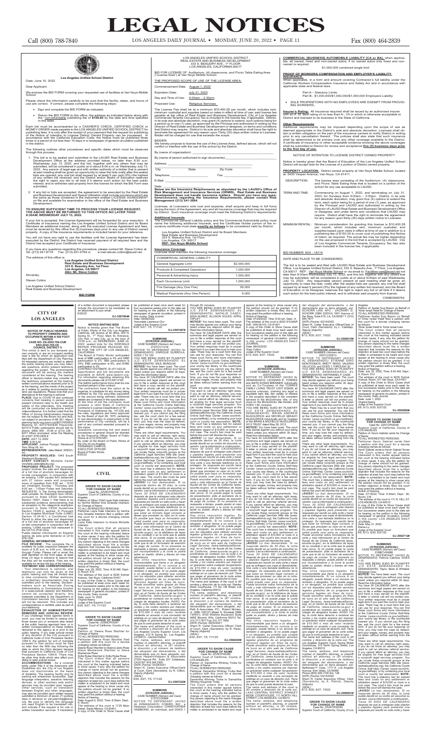# LEGAL NOTICES

Call (800) 788-7840 LOS ANGELES DAILY JOURNAL • MONDAY, JUNE 20, 2022 • PAGE 11 Fax (800) 464-2839

**Los Angeles Unified School District**

Date: June 10, 2022

Dear Applicant:

We enclose the BID FORM covering your requested use of facilities at Van Nuys Middle School.

Please check the information carefully to be sure that the facility, dates, and hours of use are correct. If correct, please complete the following steps:

- Sign and complete the BID FORM as indicated.
- Return the BID FORM to this office, the address as indicated below along with the non-refundable publishing fee of **$150.00** by the date and time specified in the letter.

Each bid must be accompanied by a CASHIER'S CHECK, CERTIFIED CHECK or MONEY ORDER made payable to the LOS ANGELES UNIFIED SCHOOL DISTRICT for publishing fees. It is only after the receipt of your payment that the request for publishing of the Notice of Intention to License District Owned Property can be processed. In accordance with the California Education Code, the Notice must be published three times in a period of not less than 15 days in a newspaper of general circulation published in the district.

The following outlines other procedures and specific dates which must be observed through this process.

1. This bid is to be sealed and submitted to the LAUSD Real Estate and Business Development Office at the address provided below, no later than 8:30 a.m. Wednesday July 13, 2022, and this bid, together with any others that may be submitted, will be considered in public at or about 9:00 a.m. on Wednesday July 13, 2022. Any person or persons, present at said meeting may then be given an opportunity to raise the bids orally and the sealed bids are opened; any oral bid shall exceed by at least 5 per cent (5%) the highest of any written bid received; and the District and/or Board of Education reserves the right to reject any bid or all bids if it deems such action for the best public interest, and to withdraw said property from license for which the Bid Form was submitted.

2. If any bid or bids are accepted, the agreement to be executed by the Real Estate and Business Development Space Utilization shall include provisions which are the same as those contained in the instrument entitled LICENSE AGREEMENT on file and available for examination in the office of the Real Estate and Business Development.

**TO ENSURE SUFFICIENT TIME TO PROCESS YOUR LICENSE REQUEST, THE ABOVE MUST BE RETURNED TO THIS OFFICE *NO LATER THAN* 8:30AM, WEDNESDAY JULY 13, 2022.**

If your bid is accepted, the License Agreement will be forwarded for your execution. A Certificate of Insurance naming the Los Angeles Unified School District and its Board Members as additional insured, along with the executed License Agreement and fees, must be received by this office five (5) business days prior to any use of District owned property. A copy of the insurance requirements is included herein for your reference.

You will not have any right to use the facilities until the License Agreement has been executed by the District, the District has received payment of all required fees and the District has accepted your Certificate of Insurance.

If you have questions regarding this procedure, please contact Mr. Steve Cotton at Tel: (213) 241-8178 Fax: (213)-241-6784 or e-mail steven.cotton@lausd.net.

The address of this office is:

**Los Angeles Unified School District**
**Real Estate and Business Development**
**333 S. Beaudry Ave, 1st Floor**
**Los Angeles, CA 90017**
**Attn: Mr. Steve Cotton**

Sincerely,

Steven Cotton

Los Angeles Unified School District
Real Estate and Business Development

**BID FORM**

LOS ANGELES UNIFIED SCHOOL DISTRICT
REAL ESTATE AND BUSINESS DEVELOPMENT
333 S. BEAUDRY AVE., 1st FLOOR
LOS ANGELES, CALIFORNIA 90017

BID FOR LICENSE OF: Auditorium, (4) classrooms, and Picnic Table Eating Area ("License Area") at Van Nuys Middle School.

THE PROPOSED SCOPE OF USE OF THE LICENSE AREA:

Commencement Date: August 1, 2022
Expiration Date: July 31, 2023
Day and Time of Use: 6:00am – 2:30pm
Proposed Use: Religious Services

The License Fee shall be at a minimum $10,400.28 per month, which includes rent, minimum custodial and supplies based upon rates in effect at time of use as license fee increase annually. Funds will be paid to the Los Angeles Unified School District's Facilities Services Division. Licensee shall be included in the license fee, if applicable. District, in its sole and absolute discretion, may grant (4) options to extend, such options being for a period up to one (1) year, as approved by the Principal and authorized in writing by the Director of Real Estate and Business Development or designee, on terms and conditions that District may require. District in its sole and absolute discretion shall have the right to terminate the agreement for any reason upon Thirty (30) days written notice to Licensee. A bidder will be charged for use that exceeds the scope.

BIDDER:
We hereby propose to license the use of the License Area, defined above, which will not conflict or interfere with the use of the school by the District.

By (name of organization): ___________________________
By (name of person authorized to sign documents): ___________________________
Address: ___________________________
City ____ State ____ Zip Code ____
Telephone: ____ Fax: ____
E-Mail: ____
Date: ____

**Below are the Insurance Requirements as stipulated by the LAUSD's Office of Risk Management and Insurance Services (ORMIS). Real Estate and Business Development does not handle insurance matters. Should you have any questions/concerns regarding the Insurance Requirements, please contact Risk Management (213) 241-3584**

Licensee, at Licensee's sole cost and expense, shall acquire and keep in full force during the term of the Agreement, any and all insurance coverage that may be required by District. Such insurance coverage must meet the following District's requirements:

**Additional Insureds**
The Commercial General Liability policy and the Commercial Automobile policy must name the following additional insureds, and the Certificate Holder portion of the insurance certificate must state **exactly as follows** to be considered valid by District:

Los Angeles Unified School District and Its Board Members
Real Estate and Business Development
333 S. Beaudry Ave, 1st Floor
Los Angeles, CA 90017
**REF: Van Nuys Middle School**

**Insurance Coverage**
Licensee shall maintain the following insurance coverage:

| | |
|---|---|
| COMMERCIAL GENERAL LIABILITY | |
| General Aggregate Limit | $2,000,000 |
| Products & Completed Operations | 1,000,000 |
| Personal & Advertising Injury | 1,000,000 |
| Each Occurrence Limit | 1,000,000 |
| Fire Damage (Any One Fire) | 50,000 |
| Medical Payments (Any One Person) | 5,000 |

**COMMERCIAL (BUSINESS) AUTOMOBILE LIABILITY (CA or BA):** when applicable, all owned, hired and non-owned autos. If no owned autos only hired and non-owned is required.

$1,000,000 combined single limit

**PROOF OF WORKERS COMPENSATION AND EMPLOYER'S LIABILITY INSURANCE.**
When applicable, in a form and amount covering Contractor's full liability under the California Workers Compensation Insurance and Safety Act and in accordance with applicable state and federal laws.

Part A – Statutory Limits
Part B – $1,000,000/$1,000,000/$1,000,000 Employers Liability

- SOLE PROPRIETORS WITH NO EMPLOYEES ARE EXEMPT FROM PROVIDING WORKERS.

**Insurer's Rating:** All insurance required shall be issued by an authorized insurer with an A. M. Best rating of no less than A-, VII or which is otherwise acceptable to District and licensed to do business in the State of California.

**Other Requirements**
Additional requirements may be imposed depending upon the scope of use as deemed appropriate in the District's sole and absolute discretion. Licensee shall obtain a written obligation on the part of the insurance carriers to notify District in writing prior to any cancellation thereof. The policies shall also state that such insurance shall be determined to be primary over any other coverage available to the District. A certificate of insurance, or an acceptable evidence of coverage of the insurance, shall be submitted to District for review and acceptance **five (5) business days prior to the first day of use.**

NOTICE OF INTENTION TO LICENSE DISTRICT OWNED PROPERTY

Notice is hereby given that the Board of Education of the Los Angeles Unified School District will accept bids for the License of a portion of District owned property.

**PROPERTY LOCATION:** District owned property at Van Nuys Middle School, located at 5435 Vesper Avenue, Van Nuys, CA 91411.

DESCRIPTION: The license area consisting of the Auditorium, (4) classrooms, and Picnic Table Eating Area that is located on a portion of the school for any use acceptable to LAUSD.

TERM AND TIME: Commencing on August 1, 2022, and terminating on July 31, 2023, for Sundays from 6:00am – 2:30pm. District, in its sole and absolute discretion, may grant four (4) options to extend the term, such option being for a period of one (1) year, as approved by the Principal and LAUSD and authorized in writing by the Director of Real Estate and Business Development Office or Designee, and under terms and conditions that LAUSD may require. District shall have the right to terminate the agreement for any reason upon thirty (30) days written notice to Licensee.

MINIMUM RENTAL: Minimum consideration for granting this license is $10,400.28 per month, which includes rent, minimum custodial, and supplies based upon rates in effect at time of use in addition to a publishing fee of $150.00 to cover cost of publishing this Notice of Intent, as required. The actual fee may be higher depending on the use proposed in the bid that is accepted by LAUSD. City of Los Angeles Commercial Tenants Occupancy Tax has also been included in the license fee, if applicable.

BID NUMBER: NOI - 18114

DATE AND PLACE TO BE CONSIDERED:

The bid is to be sealed and filed with LAUSD Real Estate and Business Development Office, Los Angeles Unified School District, 333 S. Beaudry Ave., 1st Floor, Los Angeles, CA 90017. REF: Van Nuys Middle School or via email to: Facilities-uss@lausd.net not later than 8:30am Wednesday July 13, 2022, and this bid, together with any others that may be submitted, will be considered in public at or about 9:00am of said Wednesday July 13, 2022. Any responsible person present at said meeting shall be given an opportunity to raise the bids, orally and the sealed bids are opened; any oral bid shall exceed by at least 5 percent (5%) the highest of any written bid received; and the Board of Education or its Designee, reserves the right to reject any bid or all bids if it deems such action for the best public interest, and to withdraw said property from license.

CNS#3595764

## CITY OF LOS ANGELES

**NOTICE OF PUBLIC HEARING TO PROPERTY OWNERS AND OCCUPANTS WITHIN A 500 FOOT RADIUS**
**CASE NO. ZA-2022-754-CUB**
**ENV-2022-755-CE**
**COUNCIL DISTRICT NO. 13**

This notice is sent to you because you own property or are an occupant residing near a site for which an application was filed with the Department of City Planning. All interested persons are invited to attend the public hearing where you may listen, ask questions, and/or present testimony regarding the project. The environmental document will be among the matters considered at the hearing. The hearing officer or decision-maker may consider all the testimony presented at the hearing, written communications received prior to or at the hearing, and the merits of the project as it relates to existing environmental and land use regulations. Please note that your attendance at the hearing is optional.

**PLACE:** Due to COVID-19 and continued concerns about meeting in person, this hearing will be conducted entirely telephonically and/or by video conference. This hearing will be conducted via telephone and/or videoconference. It is further noted that the Office of Zoning Administration hearings are not subject to the Brown Act and thus, not subject to provision of AB 361. https://planning.zoom.us/j/82739093093 Meeting ID: 827 3909 3093 Passcode: 821013 Participants should dial by phone: (669) 900 - 9128 or (213) 338 - 8477 When prompted, enter the Meeting ID: 827 3909 3093 #
**DATE:** JULY 13, 2022
**TIME:** 9:30 A.M.
**APPLICANT:** Joshua Pourgol, Westwood Taco Shop 26, Inc.
**REPRESENTATIVE:** Jake Walsh, WSCO, Inc.
**PROPERTY INVOLVED:** 1648 South Westwood Boulevard
**STAFF CONTACT:** Michelle Carter (michelle.carter@lacity.org)
**PROPOSED PROJECT:** The proposed project involves the sale and dispensing of a full line of alcoholic beverages for on-site consumption, in conjunction with an existing 1,056 square foot restaurant with 27 indoor seats and proposed hours of operation from 8:00 am - 12:00 am (midnight) Sunday – Thursday and 8:00 am – 1:00am Friday and Saturday.
**REQUESTS:** 1) The Zoning Administrator shall consider: An Exemption from CEQA pursuant to CEQA Guidelines, Section 15301, Class 1, that there is no substantial evidence demonstrating that an exception to the categorical exemption pursuant to State CEQA Guidelines Section 15300.2 applies 2) Pursuant to Los Angeles Municipal Code (LAMC) Section 12.24-W.1, a Conditional Use Permit to allow the sale and dispensing of a full line of alcoholic beverages for on-site consumption in conjunction with an existing 1,056 square foot restaurant in the C4-1VL-POD zone.
Puede obtener información en Español acerca de esta junta llamando al (213) 978-1300.

**GENERAL INFORMATION**
**FILE REVIEW** - The complete file is available for public inspection between the hours of 8:00 a.m. to 4:00 p.m., Monday through Friday. Please call or email the staff identified on the front page, at least three (3) days in advance to assure that the files will be available. Files are not available for review the day of the hearing.
**TESTIMONY AND CORRESPONDENCE** - Your attendance is optional; oral testimony can only be given at the public hearing and may be limited due to time constraints. Written testimony or evidentiary documentation may be submitted prior to the hearing. Decision-makers such as Associate Zoning Administrators or Commissioners function in a quasi-judicial capacity and therefore, cannot be contacted directly. Any materials submitted to the Department or Commission become City property and will not be returned. This includes any correspondence or exhibits used as part of your testimony.
**EXHAUSTION OF ADMINISTRATIVE REMEDIES AND JUDICIAL REVIEW** - If you challenge these agenda items in court, you may be limited to raising only those issues you or someone else raised at the public hearing agendized here, or in written correspondence on these matters delivered to this agency at or prior to the public hearing. If you seek judicial review of any decision of the City pursuant to California Code of Civil Procedure Section 1094.5, the petition for writ of mandate pursuant to that section must be filed no later than the 90th day following the date on which the City's decision became final pursuant to California Code of Civil Procedure Section 1094.6. There may be other time limits which also affect your ability to seek judicial review.
**ACCOMMODATIONS** - As a covered entity under Title II of the Americans with Disabilities Act, the City of Los Angeles does not discriminate on the basis of disability. The hearing facility and its parking are wheelchair accessible. Sign language interpreters, assistive listening devices, or other auxiliary aids and/or services may be provided upon request. Other services, such as translation between English and other languages, may also be provided upon written request submitted a minimum of seven (7) working days in advance to: per.planning@lacity.org. Be sure to identify the language you need English to be translated into, and indicate if the request is for oral or written translation services. If translation of a written document is requested, please include the document to be translated as an attachment to your email.

6/20/22
**DJ-3597804#**

**NOTICE INVITING BIDS**
Notice is hereby given that The Board of Public Works of the City of Los Angeles, California, will receive at its office, 200 N Spring St., 1st Floor, Main St. Entrance, City Hall, in said City, up to the hour of 10:00 a.m. on WEDNESDAY, JUNE 22, 2022, sealed bids for the SIDEWALK REPAIR PROGRAM (W.O. NO. E1907650) in accordance with the PLAN NO. 60 FOR THE CITY OF LOS ANGELES, CALIFORNIA.
The Board of Public Works' anticipated level of MBE participation is 4%, and WBE participation is 2%, SBE participation is 25%, EBE participation is 8%, and DVBE participation is 3%.
CONTRACT ESTIMATE: $17,022.00
Specifications and bid documents are available at BAVN: www.labavn.org. For information regarding obtaining this documents please call (213) 847-0100.
The faithful performance bond shall be one hundred percent of the contract.
The contractors have the option at its expense, to substitute for any money being withheld by the City securities equivalent to the amount being withheld. Additional details are contained in the specification.
At the time of bid the contractor must possess a valid State of California Contractor's License Classification of "B".
Provisions of Ordinance No. 147,030 and the rules, regulations and forms approved by the Board of April 28, 1975, pertaining to non-discrimination in employment in the performance of City contracts, will be a part of any contract awarded pursuant to this notice.
Questions concerning bid and award procedures in general should be directed to the Executive Officer, Board of Public Works at (213) 978-0261.
By order of the Board of Public Works of the City of Los Angeles.
FERNANDO CAMPOS,
EXECUTIVE OFFICER
Board of Public Works
6/20/22
**DJ-3597170#**

## CIVIL

**ORDER TO SHOW CAUSE FOR CHANGE OF NAME**
Case No. 22VECP00316
Superior Court of California, County of Los Angeles
Petition of: Minor Child Layla Kate Interiano by her/his Mother Ana Griselda Interiano for Change of Name
TO ALL INTERESTED PERSONS:
Petitioner Layla Kate Interiano by her/his Ana Griselda Interiano filed a petition with this court for a decree changing names as follows:
Layla Kate Interiano to Ariana Michelle Interiano
The Court orders that all persons interested in this matter appear before this court at the hearing indicated below to show cause, if any, why the petition for change of name should not be granted. Any person objecting to the name changes described above must file a written objection that includes the reasons for the objection at least two court days before the matter is scheduled to be heard and must appear at the hearing to show cause why the petition should not be granted. If no written objection is timely filed, the court may grant the petition without a hearing.
Notice of Hearing:
Date: July 29, 2022, Time: 8:30 AM, Dept.: T, Room: 510
The address of the court is 6230 Sylmar Avenue, Van Nuys, California 91401
A copy of this Order to Show Cause shall be published at least once each week for four successive weeks prior to the date set for hearing on the petition in the following newspaper of general circulation, printed in this county: Daily Journal
Date: June 14, 2022
Virginia Keeny
Judge of the Superior Court
6/20, 6/27, 7/5, 7/11/22
**DJ-3597784#**

**ORDER TO SHOW CAUSE FOR CHANGE OF NAME**
Case No. 22SMCP00247
Superior Court of California, County of Los Angeles
Petition of: Deena Rose Wachtel for Change of Name
TO ALL INTERESTED PERSONS:
Petitioner Deena Rose Wachtel filed a petition with this court for a decree changing names as follows:
Deena Rose Wachtel to Deena Leeza Rose Alexia Mackenzie Wachtel to Alexia Mackenzie Rose
Sofia Rylee Wachtel to Sofia Rylee Rose
The Court orders that all persons interested in this matter appear before this court at the hearing indicated below to show cause, if any, why the petition for change of name should not be granted. Any person objecting to the name changes described above must file a written objection that includes the reasons for the objection at least two court days before the matter is scheduled to be heard and must appear at the hearing to show cause why the petition should not be granted. If no written objection is timely filed, the court may grant the petition without a hearing.
Notice of Hearing:
Date: August 5, 2022, Time: 8:30am, Dept.: K, Room:
The address of the court is 1725 Main Street, Santa Monica, CA 90401
A copy of this Order to Show Cause shall be published at least once each week for four successive weeks prior to the date set for hearing on the petition in the following newspaper of general circulation, printed in this county: Daily Journal
Date: 06/09/2022
Honorable Lawrence Cho
Judge of the Superior Court
6/20, 6/27, 7/5, 7/11/22
**DJ-3597487#**

**SUMMONS**
**(CITACION JUDICIAL)**
CASE NUMBER (Número del Caso): 21STCV11319
NOTICE TO DEFENDANT (AVISO AL DEMANDADO): ENRIQUE GURROLA, DOES 1 TO 100
YOU ARE BEING SUED BY PLAINTIFF (LO ESTÁ DEMANDANDO EL DEMANDANTE): SAUL MUNGUIA
**NOTICE!** You have been sued. The court may decide against you without your being heard unless you respond within 30 days. Read the information below.
You have 30 CALENDAR DAYS after this summons and legal papers are served on you to file a written response at this court and have a copy served on the plaintiff. A letter or phone call will not protect you. Your written response must be in proper legal form if you want the court to hear your case. There may be a court form that you can use for your response. You can find these court forms and more information at the California Courts Online Self-Help Center (www.courtinfo.ca.gov/selfhelp), your county law library, or the courthouse nearest you. If you cannot pay the filing fee, ask the court clerk for a fee waiver form. If you do not file your response on time, you may lose the case by default, and your wages, money, and property may be taken without further warning from the court.
There are other legal requirements. You may want to call an attorney right away. If you do not know an attorney, you may want to call an attorney referral service. If you cannot afford an attorney, you may be eligible for free legal services from a nonprofit legal services program. You can locate these nonprofit groups at the California Legal Services Web site (www.lawhelpcalifornia.org), the California Courts Online Self-Help Center (www.courtinfo.ca.gov/selfhelp), or by contacting your local court or county bar association. **NOTE:** The court has a statutory lien for waived fees and costs on any settlement or arbitration award of $10,000 or more in a civil case. The court's lien must be paid before the court will dismiss the case.
*¡AVISO! Lo han demandado. Si no responde dentro de 30 días, la corte puede decidir en su contra sin escuchar su versión. Lea la información a continuación.*
Tiene 30 DÍAS DE CALENDARIO después de que le entreguen esta citación y papeles legales para presentar una respuesta por escrito en esta corte y hacer que se entregue una copia al demandante. Una carta o una llamada telefónica no lo protegen. Su respuesta por escrito tiene que estar en formato legal correcto si desea que procesen su caso en la corte. Es posible que haya un formulario que usted pueda usar para su respuesta. Puede encontrar estos formularios de la corte y más información en el Centro de Ayuda de las Cortes de California (www.sucorte.ca.gov), en la biblioteca de leyes de su condado o en la corte que le quede más cerca. Si no puede pagar la cuota de presentación, pida al secretario de la corte que le dé un formulario de exención de pago de cuotas. Si no presenta su respuesta a tiempo, puede perder el caso por incumplimiento y la corte le podrá quitar su sueldo, dinero y bienes sin más advertencia.
Hay otros requisitos legales. Es recomendable que llame a un abogado inmediatamente. Si no conoce a un abogado, puede llamar a un servicio de remisión a abogados. Si no puede pagar a un abogado, es posible que cumpla con los requisitos para obtener servicios legales gratuitos de un programa de servicios legales sin fines de lucro. Puede encontrar estos grupos sin fines de lucro en el sitio web de California Legal Services, (www.lawhelpcalifornia.org), en el Centro de Ayuda de las Cortes de California, (www.sucorte.ca.gov) o poniéndose en contacto con la corte o el colegio de abogados locales. AVISO: Por ley, la corte tiene derecho a reclamar las cuotas y los costos exentos por imponer un gravamen sobre cualquier recuperación de $10,000 ó más de valor recibida mediante un acuerdo o una concesión de arbitraje en un caso de derecho civil. Tiene que pagar el gravamen de la corte antes de que la corte pueda desechar el caso.
The name and address of the court is (El nombre y dirección de la corte es): Los Angeles County Superior Court, Los Angeles, 312 N Spring St., Los Angeles, CA90012 - Central District
The name, address, and telephone number of plaintiff's attorney, or plaintiff without an attorney, is: (El nombre, la dirección y el número de teléfono del abogado del demandante, o del demandante que no tiene abogado, es): Jason Hellpern/Hellpern & Associates, 1849 Sawtelle Blvd., Suite 500, LA, CA 90025 310.914.7777 / 310.914.7778
DATE (Fecha): 03/24/2021
Sherri R. Carter, Executive Officer/Clerk of Court, Clerk (Secretario), by R. Clifton, Deputy (Adjunto)
(SEAL)
6/20, 6/27, 7/5, 7/11/22
**DJ-3597222#**

**SUMMONS**
**(CITACION JUDICIAL)**
CASE NUMBER (Número del Caso): 21STCV28894
NOTICE TO DEFENDANT (AVISO AL DEMANDADO): CORBIN, INC. a Delaware Corporation; CHRISTOPHER HAMMOND, an individual, and DOES 1 through 25, inclusive
YOU ARE BEING SUED BY PLAINTIFF (LO ESTÁ DEMANDANDO EL DEMANDANTE): NATALIE CASEY; AIDA NUNEZ; ALLISON SOLEO; ARPA TARLEY
**NOTICE!** You have been sued. The court may decide against you without your being heard unless you respond within 30 days. Read the information below.
You have 30 CALENDAR DAYS after this summons and legal papers are served on you to file a written response at this court and have a copy served on the plaintiff. A letter or phone call will not protect you. Your written response must be in proper legal form if you want the court to hear your case. There may be a court form that you can use for your response. You can find these court forms and more information at the California Courts Online Self-Help Center (www.courtinfo.ca.gov/selfhelp), your county law library, or the courthouse nearest you. If you cannot pay the filing fee, ask the court clerk for a fee waiver form. If you do not file your response on time, you may lose the case by default, and your wages, money, and property may be taken without further warning from the court.
There are other legal requirements. You may want to call an attorney right away. If you do not know an attorney, you may want to call an attorney referral service. If you cannot afford an attorney, you may be eligible for free legal services from a nonprofit legal services program. You can locate these nonprofit groups at the California Legal Services Web site (www.lawhelpcalifornia.org), the California Courts Online Self-Help Center (www.courtinfo.ca.gov/selfhelp), or by contacting your local court or county bar association. **NOTE:** The court has a statutory lien for waived fees and costs on any settlement or arbitration award of $10,000 or more in a civil case. The court's lien must be paid before the court will dismiss the case.
*¡AVISO! Lo han demandado. Si no responde dentro de 30 días, la corte puede decidir en su contra sin escuchar su versión. Lea la información a continuación.*
Tiene 30 DÍAS DE CALENDARIO después de que le entreguen esta citación y papeles legales para presentar una respuesta por escrito en esta corte y hacer que se entregue una copia al demandante. Una carta o una llamada telefónica no lo protegen. Su respuesta por escrito tiene que estar en formato legal correcto si desea que procesen su caso en la corte. Es posible que haya un formulario que usted pueda usar para su respuesta. Puede encontrar estos formularios de la corte y más información en el Centro de Ayuda de las Cortes de California (www.sucorte.ca.gov), en la biblioteca de leyes de su condado o en la corte que le quede más cerca. Si no puede pagar la cuota de presentación, pida al secretario de la corte que le dé un formulario de exención de pago de cuotas. Si no presenta su respuesta a tiempo, puede perder el caso por incumplimiento y la corte le podrá quitar su sueldo, dinero y bienes sin más advertencia.
Hay otros requisitos legales. Es recomendable que llame a un abogado inmediatamente. Si no conoce a un abogado, puede llamar a un servicio de remisión a abogados. Si no puede pagar a un abogado, es posible que cumpla con los requisitos para obtener servicios legales gratuitos de un programa de servicios legales sin fines de lucro. Puede encontrar estos grupos sin fines de lucro en el sitio web de California Legal Services, (www.lawhelpcalifornia.org), en el Centro de Ayuda de las Cortes de California, (www.sucorte.ca.gov) o poniéndose en contacto con la corte o el colegio de abogados locales. AVISO: Por ley, la corte tiene derecho a reclamar las cuotas y los costos exentos por imponer un gravamen sobre cualquier recuperación de $10,000 ó más de valor recibida mediante un acuerdo o una concesión de arbitraje en un caso de derecho civil. Tiene que pagar el gravamen de la corte antes de que la corte pueda desechar el caso.
The name and address of the court is (El nombre y dirección de la corte es): Los Angeles County Superior Court, Stanley Mosk Courthouse, 111 No. Hill Street, Los Angeles, California 90012
The name, address, and telephone number of plaintiff's attorney, or plaintiff without an attorney, is: (El nombre, la dirección y el número de teléfono del abogado del demandante, o del demandante que no tiene abogado, es): Pahl & Associates, P.C., Robert Reilly, Esq. (277907) Malek H. Shraibati (208515) 11845 Olympic Blvd., Suite 1000, Los Angeles, CA 90064 (310) 914.7780 Shoreline Stress (R) 310.777.7877 Fax 310.777.7855
DATE (Fecha): 08/05/2021
Sherri R. Carter, Executive Officer/Clerk of Court, Clerk (Secretario), by R. Perez, Deputy (Adjunto)
(SEAL)
6/20, 6/27, 7/5, 7/11/22
**DJ-3596395#**

**ORDER TO SHOW CAUSE FOR CHANGE OF NAME**
Case No. 22VECP00295
Superior Court of California, County of LOS ANGELES
Petition of: Samantha Whitney Trotta for Change of Name
TO ALL INTERESTED PERSONS:
Petitioner Samantha Whitney Trotta filed a petition with this court for a decree changing names as follows:
Samantha Whitney Trotta to Samantha Whitney Knopf Trotta
The Court orders that all persons interested in this matter appear before this court at the hearing indicated below to show cause, if any, why the petition for change of name should not be granted. Any person objecting to the name changes described above must file a written objection that includes the reasons for the objection at least two court days before the matter is scheduled to be heard and must appear at the hearing to show cause why the petition should not be granted. If no written objection is timely filed, the court may grant the petition without a hearing.
Notice of Hearing:
Date: 07/29/2022, Time: 8:30 am, Dept.: T
The address of the court is 6230 SYLMAR AVE. VAN NUYS, CA 91401
A copy of this Order to Show Cause shall be published at least once each week for four successive weeks prior to the date set for hearing on the petition in the following newspaper of general circulation, printed in this county: LOS ANGELES DAILY JOURNAL
Date: 06/03/2022
Huey Cotton
Judge of the Superior Court
6/13, 6/20, 6/27, 7/5/22
**DJ-3595563#**

**SUMMONS**
**(CITACION JUDICIAL)**
CASE NUMBER (Número del Caso): 22STCV06888
NOTICE TO DEFENDANT (AVISO AL DEMANDADO): LEONARD E. TORRES and ANITA SUSAN BRENNER, individually and as Co-Trustees of the TORRES FAMILY LIVING TRUST UDT 3/28/96; all persons unknown, claiming any legal or equitable right, title, lien, estate, or interest in the property described in the complaint adverse to the McGoldrick title, or any cloud on the McGoldrick title thereto; and DOES 1-50, inclusive
YOU ARE BEING SUED BY PLAINTIFF (LO ESTÁ DEMANDANDO EL DEMANDANTE): BRIAN ANDREW McGOLDRICK and MICHELLE MAKARI McGOLDRICK individually and as Trustees of the BRIAN & MICHELLE McGOLDRICK 2013 TRUST dated May 28, 2013
**NOTICE!** You have been sued. The court may decide against you without your being heard unless you respond within 30 days. Read the information below.
You have 30 CALENDAR DAYS after this summons and legal papers are served on you to file a written response at this court and have a copy served on the plaintiff. A letter or phone call will not protect you. Your written response must be in proper legal form if you want the court to hear your case. There may be a court form that you can use for your response. You can find these court forms and more information at the California Courts Online Self-Help Center (www.courtinfo.ca.gov/selfhelp), your county law library, or the courthouse nearest you. If you cannot pay the filing fee, ask the court clerk for a fee waiver form. If you do not file your response on time, you may lose the case by default, and your wages, money, and property may be taken without further warning from the court.
There are other legal requirements. You may want to call an attorney right away. If you do not know an attorney, you may want to call an attorney referral service. If you cannot afford an attorney, you may be eligible for free legal services from a nonprofit legal services program. You can locate these nonprofit groups at the California Legal Services Web site (www.lawhelpcalifornia.org), the California Courts Online Self-Help Center (www.courtinfo.ca.gov/selfhelp), or by contacting your local court or county bar association. **NOTE:** The court has a statutory lien for waived fees and costs on any settlement or arbitration award of $10,000 or more in a civil case. The court's lien must be paid before the court will dismiss the case.
*¡AVISO! Lo han demandado. Si no responde dentro de 30 días, la corte puede decidir en su contra sin escuchar su versión. Lea la información a continuación.*
Tiene 30 DÍAS DE CALENDARIO después de que le entreguen esta citación y papeles legales para presentar una respuesta por escrito en esta corte y hacer que se entregue una copia al demandante. Una carta o una llamada telefónica no lo protegen. Su respuesta por escrito tiene que estar en formato legal correcto si desea que procesen su caso en la corte. Es posible que haya un formulario que usted pueda usar para su respuesta. Puede encontrar estos formularios de la corte y más información en el Centro de Ayuda de las Cortes de California (www.sucorte.ca.gov), en la biblioteca de leyes de su condado o en la corte que le quede más cerca. Si no puede pagar la cuota de presentación, pida al secretario de la corte que le dé un formulario de exención de pago de cuotas. Si no presenta su respuesta a tiempo, puede perder el caso por incumplimiento y la corte le podrá quitar su sueldo, dinero y bienes sin más advertencia.
Hay otros requisitos legales. Es recomendable que llame a un abogado inmediatamente. Si no conoce a un abogado, puede llamar a un servicio de remisión a abogados. Si no puede pagar a un abogado, es posible que cumpla con los requisitos para obtener servicios legales gratuitos de un programa de servicios legales sin fines de lucro. Puede encontrar estos grupos sin fines de lucro en el sitio web de California Legal Services, (www.lawhelpcalifornia.org), en el Centro de Ayuda de las Cortes de California, (www.sucorte.ca.gov) o poniéndose en contacto con la corte o el colegio de abogados locales. AVISO: Por ley, la corte tiene derecho a reclamar las cuotas y los costos exentos por imponer un gravamen sobre cualquier recuperación de $10,000 ó más de valor recibida mediante un acuerdo o una concesión de arbitraje en un caso de derecho civil. Tiene que pagar el gravamen de la corte antes de que la corte pueda desechar el caso.
The name and address of the court is (El nombre y dirección de la corte es): LOS ANGELES COUNTY SUPERIOR COURT, LOS ANGELES CENTRAL DISTRICT, STANLEY MOSK COURTHOUSE, 111 NORTH HILL STREET, LOS ANGELES, CA 90012
The name, address, and telephone number of plaintiff's attorney, or plaintiff without an attorney, is: (El nombre, la dirección y el número de teléfono del abogado del demandante, o del demandante que no tiene abogado, es): SCHORR LAW, APC - ZACHARY D. SCHORR (SBN 222510) 1901 Avenue of the Stars, Suite 615, LA, CA 90067 T: (310) 954-1877
DATE (Fecha): 02/14/2022
Sherri R. Carter, Executive Officer/Clerk of Court, Clerk (Secretario), by C. Bettling, Deputy (Adjunto)
(SEAL)
6/13, 6/20, 6/27, 7/5/22
**DJ-3595815#**

**SUMMONS**
**(CITACION JUDICIAL)**
CASE NUMBER (Número del Caso): 22STLC02571
NOTICE TO DEFENDANT (AVISO AL DEMANDADO): ETERNAL BURIAL MONTESINOS; BRETT RIEDEL; VALERIA VALLEJOS; and DOES 1 THROUGH 20
YOU ARE BEING SUED BY PLAINTIFF (LO ESTÁ DEMANDANDO EL DEMANDANTE): NATHANIEL P. CADE
**NOTICE!** You have been sued. The court may decide against you without your being heard unless you respond within 30 days. Read the information below.
You have 30 CALENDAR DAYS after this summons and legal papers are served on you to file a written response at this court and have a copy served on the plaintiff. A letter or phone call will not protect you. Your written response must be in proper legal form if you want the court to hear your case. There may be a court form that you can use for your response. You can find these court forms and more information at the California Courts Online Self-Help Center (www.courtinfo.ca.gov/selfhelp), your county law library, or the courthouse nearest you. If you cannot pay the filing fee, ask the court clerk for a fee waiver form. If you do not file your response on time, you may lose the case by default, and your wages, money, and property may be taken without further warning from the court.
There are other legal requirements. You may want to call an attorney right away. If you do not know an attorney, you may want to call an attorney referral service. If you cannot afford an attorney, you may be eligible for free legal services from a nonprofit legal services program. You can locate these nonprofit groups at the California Legal Services Web site (www.lawhelpcalifornia.org), the California Courts Online Self-Help Center (www.courtinfo.ca.gov/selfhelp), or by contacting your local court or county bar association. **NOTE:** The court has a statutory lien for waived fees and costs on any settlement or arbitration award of $10,000 or more in a civil case. The court's lien must be paid before the court will dismiss the case.
*¡AVISO! Lo han demandado. Si no responde dentro de 30 días, la corte puede decidir en su contra sin escuchar su versión. Lea la información a continuación.*
Tiene 30 DÍAS DE CALENDARIO después de que le entreguen esta citación y papeles legales para presentar una respuesta por escrito en esta corte y hacer que se entregue una copia al demandante. Una carta o una llamada telefónica no lo protegen. Su respuesta por escrito tiene que estar en formato legal correcto si desea que procesen su caso en la corte. Es posible que haya un formulario que usted pueda usar para su respuesta. Puede encontrar estos formularios de la corte y más información en el Centro de Ayuda de las Cortes de California (www.sucorte.ca.gov), en la biblioteca de leyes de su condado o en la corte que le quede más cerca. Si no puede pagar la cuota de presentación, pida al secretario de la corte que le dé un formulario de exención de pago de cuotas. Si no presenta su respuesta a tiempo, puede perder el caso por incumplimiento y la corte le podrá quitar su sueldo, dinero y bienes sin más advertencia.
Hay otros requisitos legales. Es recomendable que llame a un abogado inmediatamente. Si no conoce a un abogado, puede llamar a un servicio de remisión a abogados. Si no puede pagar a un abogado, es posible que cumpla con los requisitos para obtener servicios legales gratuitos de un programa de servicios legales sin fines de lucro. Puede encontrar estos grupos sin fines de lucro en el sitio web de California Legal Services, (www.lawhelpcalifornia.org), en el Centro de Ayuda de las Cortes de California, (www.sucorte.ca.gov) o poniéndose en contacto con la corte o el colegio de abogados locales. AVISO: Por ley, la corte tiene derecho a reclamar las cuotas y los costos exentos por imponer un gravamen sobre cualquier recuperación de $10,000 ó más de valor recibida mediante un acuerdo o una concesión de arbitraje en un caso de derecho civil. Tiene que pagar el gravamen de la corte antes de que la corte pueda desechar el caso.
The name and address of the court is (El nombre y dirección de la corte es): Los Angeles Superior Court, Spring Street Courthouse, 312 North Spring Street, Los Angeles, CA90012
The name, address, and telephone number of plaintiff's attorney, or plaintiff without an attorney, is: (El nombre, la dirección y el número de teléfono del abogado del demandante, o del demandante que no tiene abogado, es): Nathaniel P. Cade, 7240 E. Los Angeles Avenue, Simi Valley, CA 93065 Phone No.: (805) 577-7005
DATE (Fecha): 04/14/2022
Sherri R. Carter, Executive Officer, Clerk (Secretario), by A. Patrick, Deputy (Adjunto)
(SEAL)
6/13, 6/20, 6/27, 7/5/22
**DJ-3595001#**

**ORDER TO SHOW CAUSE FOR CHANGE OF NAME**
Case No. 22VECP00303
Superior Court of California, County of Los Angeles
Petition of: Ayelet Suzi Bacon on Behalf of Tohar Israel Hadlaf for Change of Name
TO ALL INTERESTED PERSONS:
Petitioner Ayelet Suzi Bacon on Behalf of Tohar Israel Hadlaf filed a petition with this court for a decree changing names as follows:
Tohar Israel Hadlaf to Tohar Israel Levi
The Court orders that all persons interested in this matter appear before this court at the hearing indicated below to show cause, if any, why the petition for change of name should not be granted. Any person objecting to the name changes described above must file a written objection that includes the reasons for the objection at least two court days before the matter is scheduled to be heard and must appear at the hearing to show cause why the petition should not be granted. If no written objection is timely filed, the court may grant the petition without a hearing.
Notice of Hearing:
Date: July 22, 2022, Time: 8:30 AM, Dept.: T, Room: 510
The address of the court is 6230 Sylmar Ave., Room 107 Van Nuys, CA 91401
A copy of this Order to Show Cause shall be published at least once each week for four successive weeks prior to the date set for hearing on the petition in the following newspaper of general circulation, printed in this county: Daily Journal
Date: June 1, 2022
Virginia Keeny
Judge of the Superior Court
6/6, 6/13, 6/20, 6/27/22
**DJ-3592909#**

**ORDER TO SHOW CAUSE FOR CHANGE OF NAME**
Case No. 22STCP02036
Superior Court of California, County of LOS ANGELES
Petition of: Kevin Gabriel Verde for Change of Name
TO ALL INTERESTED PERSONS:
Petitioner Kevin Gabriel Verde filed a petition with this court for a decree changing names as follows:
Kevin Gabriel Verde to Kevin Gabriel Torres
The Court orders that all persons interested in this matter appear before this court at the hearing indicated below to show cause, if any, why the petition for change of name should not be granted. Any person objecting to the name changes described above must file a written objection that includes the reasons for the objection at least two court days before the matter is scheduled to be heard and must appear at the hearing to show cause why the petition should not be granted. If no written objection is timely filed, the court may grant the petition without a hearing.
Notice of Hearing:
Date: 07/18/22, Time: 9:30am, Dept.: 26, Room: 316
The address of the court is 111 N. HILL ST. LOS ANGELES, CA 90012
A copy of this Order to Show Cause shall be published at least once each week for four successive weeks prior to the date set for hearing on the petition in the following newspaper of general circulation, printed in this county: LOS ANGELES DAILY JOURNAL
Date: May 31 ,2022
Elaine Lu
Judge of the Superior Court
6/6, 6/13, 6/20, 6/27/22
**DJ-3592712#**

**SUMMONS**
**(CITACION JUDICIAL)**
CASE NUMBER (Número del Caso): 21BBCV00883
NOTICE TO DEFENDANT (AVISO AL DEMANDADO): LEAH DOE, DOES 1-10
YOU ARE BEING SUED BY PLAINTIFF (LO ESTÁ DEMANDANDO EL DEMANDANTE): Taylor, Sean & Whitaker LLP
**NOTICE!** You have been sued. The court may decide against you without your being heard unless you respond within 30 days. Read the information below.
You have 30 CALENDAR DAYS after this summons and legal papers are served on you to file a written response at this court and have a copy served on the plaintiff. A letter or phone call will not protect you. Your written response must be in proper legal form if you want the court to hear your case. There may be a court form that you can use for your response. You can find these court forms and more information at the California Courts Online Self-Help Center (www.courtinfo.ca.gov/selfhelp), your county law library, or the courthouse nearest you. If you cannot pay the filing fee, ask the court clerk for a fee waiver form. If you do not file your response on time, you may lose the case by default, and your wages, money, and property may be taken without further warning from the court.
There are other legal requirements. You may want to call an attorney right away. If you do not know an attorney, you may want to call an attorney referral service. If you cannot afford an attorney, you may be eligible for free legal services from a nonprofit legal services program. You can locate these nonprofit groups at the California Legal Services Web site (www.lawhelpcalifornia.org), the California Courts Online Self-Help Center (www.courtinfo.ca.gov/selfhelp), or by contacting your local court or county bar association. **NOTE:** The court has a statutory lien for waived fees and costs on any settlement or arbitration award of $10,000 or more in a civil case. The court's lien must be paid before the court will dismiss the case.
*¡AVISO! Lo han demandado. Si no responde dentro de 30 días, la corte puede decidir en su contra sin escuchar su versión. Lea la información a continuación.*
Tiene 30 DÍAS DE CALENDARIO después de que le entreguen esta citación y papeles legales para presentar una respuesta por escrito en esta corte y hacer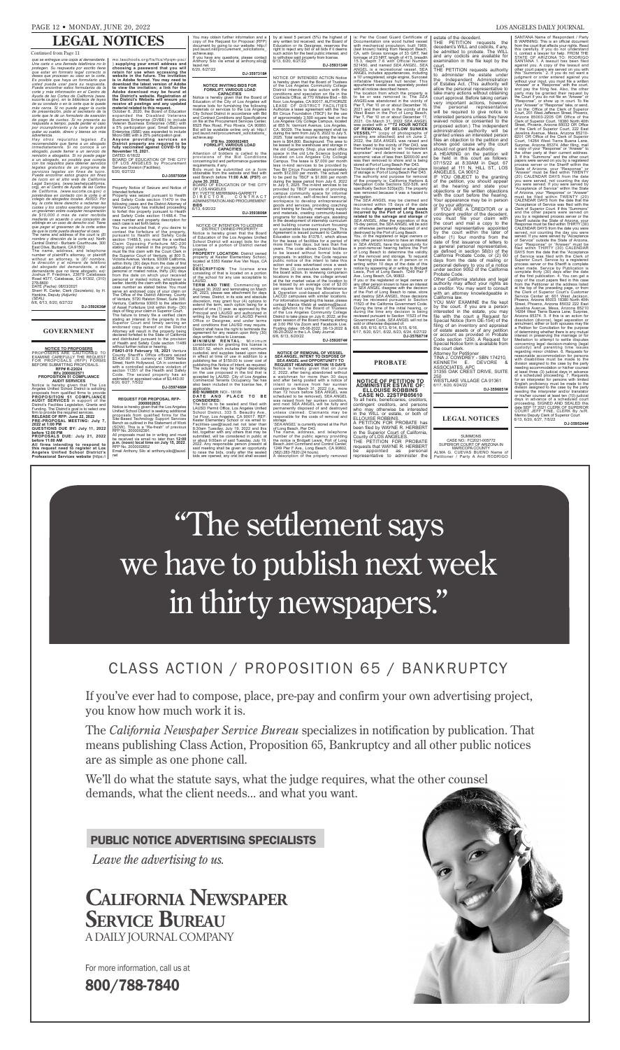# LEGAL NOTICES

Continued from Page 11

que se entregue una copia al demandante. Una carta o una llamada telefónica no lo protegen. Su respuesta por escrito tiene que estar en formato legal correcto si desea que procesen su caso en la corte. Es posible que haya un formulario que usted pueda usar para su respuesta. Puede encontrar estos formularios de la corte y más información en el Centro de Ayuda de las Cortes de California (www.sucorte.ca.gov), en la biblioteca de leyes de su condado o en la corte que le quede más cerca. Si no puede pagar la cuota de presentación, pida al secretario de la corte que le dé un formulario de exención de pago de cuotas. Si no presenta su respuesta a tiempo, puede perder el caso por incumplimiento y la corte le podrá quitar su sueldo, dinero y bienes sin más advertencia.

Hay otros requisitos legales. Es recomendable que llame a un abogado inmediatamente. Si no conoce a un abogado, puede llamar a un servicio de remisión a abogados. Si no puede pagar a un abogado, es posible que cumpla con los requisitos para obtener servicios legales gratuitos de un programa de servicios legales sin fines de lucro. Puede encontrar estos grupos sin fines de lucro en el sitio web de California Legal Services, (www.lawhelpcalifornia.org), en el Centro de Ayuda de las Cortes de California, (www.sucorte.ca.gov) o poniéndose en contacto con la corte o el colegio de abogados locales. AVISO: Por ley, la corte tiene derecho a reclamar las cuotas y los costos exentos por imponer un gravamen sobre cualquier recuperación de $10,000 ó más de valor recibida mediante un acuerdo o una concesión de arbitraje en un caso de derecho civil. Tiene que pagar el gravamen de la corte antes de que la corte pueda desechar el caso.

The name and address of the court is (El nombre y dirección de la corte es): North Central District - Burbank Courthouse, 300 East Olive, Burbank, CA 91502

The name, address, and telephone number of plaintiff's attorney, or plaintiff without an attorney, is: (El nombre, la dirección y el número de teléfono del abogado del demandante, o del demandante que no tiene abogado, es): Joshua P. Friedman, 23679 Calabasas Road #371, Calabasas, CA 91302, (310) 278-8600

DATE (Fecha): 08/03/2021

Sherri R. Carter, Clerk (Secretario), by H. Hankins, Deputy (Adjunto)

(SEAL)

6/6, 6/13, 6/20, 6/27/22

**DJ-3592636#**

## GOVERNMENT

**NOTICE TO PROPOSERS**

PROPOSERS ARE CAUTIONED TO EXAMINE CAREFULLY THE REQUEST FOR PROPOSALS (RFP) FORMS BEFORE SUBMITTING PROPOSALS.

**RFP# F-22024**
**RFx 2000002271**
**PROPOSITION 51 COMPLIANCE AUDIT SERVICES**

Notice is herein given that The Los Angeles Unified School District is soliciting proposals from qualified firms to provide **PROPOSITION 51 COMPLIANCE AUDIT SERVICES** in support of the District's Facilities Legislation, Grants and Funding. The District's goal is to select one firm to provide the required services.

**RELEASE OF RFP: June 22, 2022**
**PRE-PROPOSAL MEETING: July 7, 2022 at 1:00 PM**
**QUESTIONS DUE BY: July 11, 2022 before 12:00 PM**
**PROPOSALS DUE: July 21, 2022 before 11:00 AM**
**All firms intending to respond to this request need to register at Los Angeles Unified School District's Professional Services website** (https://mo.lausd.net/irfsp-fsoc/irfspm-pac/) **supplying your email address and choosing a password that you will retain for use when accessing the website in the future. The invitation is in Adobe format. You may need to download the latest version of Adobe to view the invitation; a link for the Adobe download may be found at the District's website. Registration on the District's Website will ensure you receive all postings and any updated material related to this request.**

October 6, 2020, the Board of Education expanded the District's Small Business Enterprise (SBE) to include Veteran Business Enterprise (VBE) with a 5% participation goal; Small Business Enterprise (SBE) was expanded to include Micro-SBE with a 25% participation goal.

**Anyone providing services on District property are required to be fully vaccinated against COVID-19 by November 15, 2021.**

DATED: 6/16/22

BOARD OF EDUCATION OF THE CITY OF LOS ANGELES by Procurement Services Division (Facilities).

6/20, 6/27/22

**DJ-3597505#**

Property Notice of Seizure and Notice of Intended forfeiture

Property was seized pursuant to Health and Safety Code section 11470 in the following cases and the District Attorney of Ventura County has initiated proceedings to forfeit this property pursuant to Health and Safety Code section 11488.4. The case number and property description for each case is set forth below.

You are instructed that, if you desire to contest the forfeiture of the property, pursuant to Health and Safety Code section 11488.5, you must file a verified Claim Opposing Forfeiture MC-200 stating your interest in the property. You must file the claim with the Court Clerk in the Superior Court of Ventura, at 800 S. Victoria Avenue, Ventura, 93009 California, within thirty (30) days from the date of first publication of the notice, or if you received personal or mailed notice, thirty (30) days from the date on which your received personal or mailed notice, whichever is earlier. Identify the claim with the applicable case number as stated below. You must serve an endorsed copy of your claim on The Office of the District Attorney, County of Ventura, 5720 Ralston Street, Suite 300, Ventura, California 93003 to the attention of Asset Forfeiture Unit within thirty- (30) days of filing your claim in Superior Court.

The failure to timely file a verified claim stating an interest in the property in the Superior Court and timely serving an endorsed copy thereof on the District Attorney will result in the property being declared forfeited to the State of California and distributed pursuant to the provision of Health and Safety Code section 11489 without further notice or hearing.

**FS#21-019 February 18, 2021** Ventura County Sheriff's Office officers seized $3,430.00 U.S. currency at 12995 Yerba Street, North Hollywood, CA in connection with a controlled substance violation of section 11351 of the Health and Safety Code. The seized property has an estimated or appraised value of $3,443.00.

6/20, 6/27, 7/5/22

**DJ-3597468#**

**REQUEST FOR PROPOSAL RFP-2000002652**

Notice is hereby given that the Los Angeles Unified School District is seeking additional proposals from qualified firms for the Site-Based Technology Support Services Bench as outlined in the Statement of Work (SOW). This is a "Re-bench" of previous RFP No. 2000002091.

All proposals must be in writing and must be received via email no later than **12:00 p.m. (noon) local time on July 15, 2022**. RFP No. 2000002652

Email Anthony Sito at anthony.sito@lausd.net

You may obtain further information and a copy of the Request for Proposal (RFP) document by going to our website: http://psd.lausd.net/procurement_solicitations_achieve.asp.

If you have any questions, please contact Anthony Sito via email at anthony.sito@lausd.net

6/20, 6/27/22

**DJ-3597318#**

**NOTICE INVITING BIDS FOR FORKLIFT, VARIOUS LOAD CAPACITIES**

Notice is hereby given that the Board of Education of the City of Los Angeles will receive bids for furnishing the following materials or services to the Los Angeles City School District in accordance with the Bid Form and Conditions and Specifications on file at the Procurement Services Center, 8525 Rex Road, Pico Rivera, CA 90660. Bid will be available online only at: http://psd.lausd.net/procurement_solicitations_achieve.asp

**IFB No. 2000002485**
**FORKLIFT, VARIOUS LOAD CAPACITIES**

Attention of bidders is called to the provisions of the Bid Conditions concerning bid and performance guarantee requirements if any.

Bids must be submitted on a form obtainable from the website and filed with said Branch **before 11:00 A.M. (PST)** on **June 30, 2022**.

BOARD OF EDUCATION OF THE CITY OF LOS ANGELES

BY: YVETTE MERRIMAN-GARRETT

DIRECTOR, CONTRACT ADMINISTRATION AND PROCUREMENT **BIDS**

6/13, 6/20/22

**DJ-3593808#**

NOTICE OF INTENTION TO LICENSE DISTRICT OWNED PROPERTY

Notice is hereby given that the Board of Education of the Los Angeles Unified School District will accept bids for the License of a portion of District owned property.

**PROPERTY LOCATION:** District owned property at Kester Elementary School, located at 5353 Kester Ave Van Nuys, CA 91411.

**DESCRIPTION:** The license area consisting of that is located on a portion of the school for any use acceptable to LAUSD.

**TERM AND TIME:** Commencing on August 30, 2022 and terminating on March 10, 2023, please see attachment for days and times. District, in its sole and absolute discretion, may grant four (4) options to extend the term, each option being for a period of one (1) year, as approved by the Principal and LAUSD and authorized in writing by the Director of LAUSD Permit Office or Designee, and under terms and conditions that LAUSD may require. District shall have the right to terminate the agreement for any reason upon thirty (30) days written notice to Licensee.

**MINIMUM RENTAL:** Minimum consideration for granting this license is $5,831.50, which includes rent, minimum custodial, and supplies based upon rates in effect at time of use in addition to a publishing fee of $150.00 to cover cost of publishing the Notice of Intent, as required. The actual fee may be higher depending on the use proposed in the bid that is accepted by LAUSD. City of Los Angeles Commercial Tenants Occupancy Tax has also been included in the license fee, if applicable.

**BID NUMBER:** NOI - 18199

**DATE AND PLACE TO BE CONSIDERED:**

The bid is to be sealed and filed with LAUSD Permit Office, Los Angeles Unified School District, 333 S. Beaudry Ave., 1st Floor, Los Angeles, CA 90017, REF: Kester Elementary School or via email to: Facilities-use@lausd.net not later than 8:30am Tuesday, July 19, 2022 and this bid, together with any others that may be submitted, will be considered in public at or about 9:00am of said Tuesday, July 19, 2022. Any responsible person present at said meeting shall be given an opportunity to raise the bids, orally after the sealed bids are opened; any oral bid shall exceed by at least 5 percent (5%) the highest of any written bid received, and the Board of Education or its Designee, reserves the right to reject any bid or all bids if it deems such action for the best public interest, and to withdraw said property from license.

6/13, 6/20, 6/27/22

**DJ-3593134#**

NOTICE OF INTENDED ACTION Notice is hereby given that the Board of Trustees of the Los Angeles Community College District intends to take action with the conditions and specification on file in the Contracts Office, at 770 Wilshire Blvd – 6th floor, Los Angeles, CA 90017, AUTHORIZE LEASE OF DISTRICT FACILITIES Authorize a lease agreement with the Two Bit Circus Foundation (TBCF) for the use of approximately 2,500 square feet on the Los Angeles City College Campus, located at 855 N. Vermont Avenue, Los Angeles, CA 90029. The lease agreement shall be during the term from July 6, 2022 to July 5, 2025. Total rental income during the lease term is $54,000. Background: The area to be leased is the warehouse and storage in the old Carpentry Shop, plus small office space in the old Life Science building located on Los Angeles City College Campus. The lease is $7,000 per month less in-kind services to be provided by Two Bit Circus Foundation approximately worth $12,000 per month. The actual rent to be paid by TBCF is $1,500 per month during the lease period from July 6, 2022 to July 5, 2025. The in-kind services to be provided by TBCF consists of providing campus community space for informal project-driven, self-directed learning, workspace to develop entrepreneurial goods and services, providing coaching and training for faculty, maintaining supply and materials, creating community-based programs for business start-ups, assisting in the development of internship curriculum and building course curriculum focusing on sustainable business practices. This Agreement is based pursuant to California Education code No 81378.1, which allows for the lease of facilities for a period of more than five days, but less than five years. The code allows District facilities to be leased without formal bids or proposals. In addition, the Code requires public notice of the intent to take this action and was advertised once a week for three (3) consecutive weeks prior to the board action. In reviewing comparison locations in the area, the college arrived at the fair market value of the location to be leased by an average cost of $2.00 per square foot using the Maintenance & Operation cost-based allocation for LACCD campuses with similar locations. For information regarding this lease, please contact Marcia Webb at webbmg@laccd.edu @Action by the Board of Trustees of the Los Angeles Community College District to take place on July 6, 2022, at the open session of the Board meeting starting at 3:00 PM Via Zoom and Facebook Live. Posting dates: 06-06-2022, 06-13-2022 & 06-20-2022 in the L.A. Daily Journal.

6/6, 6/13, 6/20/22

**DJ-3592574#**

**NOTICE OF REMOVAL OF VESSEL *SEA ANGEL*, INTENT TO DISPOSE OF *SEA ANGEL* and OPPORTUNITY TO REQUEST HEARING WITHIN 10 DAYS**

Notice is hereby given that on June 2, 2022, after being abandoned without a watchman for more than 30 days and after being posted with a notice of intent to remove from her sunken condition on March 31, 2022 (i.e., more than 72 hours before *SEA ANGEL* was scheduled to be removed), *SEA ANGEL* was raised from her sunken condition, and next *SEA ANGEL* will be fully and permanently disposed of and destroyed unless claimed. Claimants may be responsible for the costs of removal and storage.

*SEA ANGEL* is currently stored at the Port of Long Beach Pier D43.

The name, address, and telephone number of the public agency providing the notice is Bridgett Lewis, Port of Long Beach Joint Command and Control Center, 1249 Pier F Ave., Long Beach, CA 90802 (562) 283-7820 (24 hours).

A description of the property removed is: Per the Coast Guard Certificate of Documentation one wood hulled vessel with mechanical propulsion, built 1969, (hull-brown) hailing from Newport Beach, CA, with Gross tonnage of 33 GRT, Net tonnage of 23 NRT, length of 41.5, breadth 15.3, depth 7.6 with Official Number 521450, and named *SEA ANGEL*. *SEA ANGEL* is a recreational vessel. *SEA ANGEL* includes appurtenances, including a 10' unregistered, single engine, Suncoast inflatable fiberglass hull tender. This appurtenant vessel was separately posted with all notices described herein.

The location from which the property is to be or was removed is: The *SEA ANGEL* was abandoned in the vicinity of Pier T, Pier 10 on or about December 16, 2021 and then sank in the vicinity of the West Basin in the Port of Long Beach, Pier T, Pier 10 on or about December 17, 2021. On March 31, 2022 *SEA ANGEL* was posted with a **"72 HOUR NOTICE OF REMOVAL OF BELOW SUNKEN VESSEL"** (copy of photographs of posting are attached) and on June 2, 2022, the *SEA ANGEL* was raised and then towed to the vicinity of Pier D43, was thereafter inspected by an "independent appraiser" and determined to have an economic value of less than $2000.00 and less than removal to shore and is being stored at Port of Long Beach Pier D43.

The location of the intended or actual place of storage is: Port of Long Beach Pier D43.

The authority and purpose for removal of the property is: California Harbors & Navigation Code Sections 522-526, and specifically Section 523(a)(5). The property was removed because it was a hazard to navigation.

The *SEA ANGEL* may be claimed and recovered within 15 days of the date this notice **after payment of the costs incurred by the Port of Long Beach related to the salvage and storage** of *SEA ANGEL*. After the expiration of this 15-day period, the *SEA ANGEL* will be sold or otherwise permanently disposed of and destroyed by the Port of Long Beach.

You, or the registered or legal owners or any other person known to have an interest in *SEA ANGEL*, will be afforded an opportunity for a post-removal hearing before the Port of Long Beach to determine the validity of the removal and storage. To request a hearing please do so in person or in writing within 10 days of the date of this notice by appearing at or writing to Bridgett Lewis, Port of Long Beach, 1249 Pier F Ave., Long Beach, CA, 90802.

If you or the registered or legal owners or any other person known to have an interest in *SEA ANGEL* disagree with the decision of the Port of Long Beach to take, store and destroy *SEA ANGEL*, those decisions may be reviewed pursuant to Section 11523 of the California Government Code. During the time of this initial hearing, or during the time any decision is being reviewed pursuant to Section 11523 of the Government Code, *SEA ANGEL* will not be sold or otherwise disposed of.

6/6, 6/9, 6/10, 6/13, 6/14, 6/15, 6/16, 6/17, 6/20, 6/21, 6/22, 6/23, 6/24, 6/27/22

**DJ-3576871#**

## PROBATE

**NOTICE OF PETITION TO ADMINISTER ESTATE OF: ELLOUISE ROBBINS CASE NO. 22STPB05610**

To all heirs, beneficiaries, creditors, contingent creditors, and persons who may otherwise be interested in the WILL or estate, or both of ELLOUISE ROBBINS.

A PETITION FOR PROBATE has been filed by WAYNE R. HERBERT in the Superior Court of California, County of LOS ANGELES.

THE PETITION FOR PROBATE requests that WAYNE R. HERBERT be appointed as personal representative to administer the estate of the decedent.

THE PETITION requests the decedent's WILL and codicils, if any, be admitted to probate. The WILL and any codicils are available for examination in the file kept by the court.

THE PETITION requests authority to administer the estate under the Independent Administration of Estates Act. (This authority will allow the personal representative to take many actions without obtaining court approval. Before taking certain very important actions, however, the personal representative will be required to give notice to interested persons unless they have waived notice or consented to the proposed action.) The independent administration authority will be granted unless an interested person files an objection to the petition and shows good cause why the court should not grant the authority.

A HEARING on the petition will be held in this court as follows: 07/15/22 at 8:30AM in Dept. 67 located at 111 N. HILL ST., LOS ANGELES, CA 90012

IF YOU OBJECT to the granting of the petition, you should appear at the hearing and state your objections or file written objections with the court before the hearing. Your appearance may be in person or by your attorney.

IF YOU ARE A CREDITOR or a contingent creditor of the decedent, you must file your claim with the court and mail a copy to the personal representative appointed by the court within the later of either (1) four months from the date of first issuance of letters to a general personal representative, as defined in section 58(b) of the California Probate Code, or (2) 60 days from the date of mailing or personal delivery to you of a notice under section 9052 of the California Probate Code.

Other California statutes and legal authority may affect your rights as a creditor. You may want to consult with an attorney knowledgeable in California law.

YOU MAY EXAMINE the file kept by the court. If you are a person interested in the estate, you may file with the court a Request for Special Notice (form DE-154) of the filing of an inventory and appraisal of estate assets or of any petition or account as provided in Probate Code section 1250. A Request for Special Notice form is available from the court clerk.

Attorney for Petitioner
TINA J. COWDREY - SBN 174210, KENNETH E. DEVORE & ASSOCIATES, APC
31355 OAK CREST DRIVE, SUITE 250
WESTLAKE VILLAGE CA 91361
6/17, 6/20, 6/24/22

**DJ-3596051#**

## LEGAL NOTICES

SUMMONS
CASE NO.: FC2021-005772
SUPERIOR COURT OF ARIZONA IN MARICOPA COUNTY
ALMA G. CUEVAS BUENO Name of Petitioner / Party A And RODRIGO SANTANA Name of Respondent / Party B

WARNING: This is an official document from the court that affects your rights. Read this carefully. If you do not understand it, contact a lawyer for help. FROM THE STATE OF ARIZONA TO: RODRIGO SANTANA 1. A lawsuit has been filed against you. A copy of the lawsuit and other court papers are served on you with this "Summons." 2. If you do not want a judgment or order entered against you without your input, you must file a written "Answer" or a "Response" with the court, and pay the filing fee. Also, the other party may be granted their request by the Court if you do not file an "Answer" or "Response", or show up in court. To file your "Answer" or "Response" take, or send, it to the: Office of the Clerk of Superior Court, 201 West Jefferson Street, Phoenix, Arizona 85003-2205 OR Office of the Clerk of Superior Court, 18380 North 40th Street, Phoenix, Arizona 85032 OR Office of the Clerk of Superior Court, 222 East Javelina Avenue, Mesa, Arizona 85210-6201 OR Office of the Clerk of Superior Court, 14264 West Tierra Buena Lane, Surprise, Arizona 85374. Mail a copy of your "Response" or "Answer" to the other party at their current address. 3. If this "Summons" and the other court papers were served on you by a registered process server or the Sheriff within the State of Arizona, your "Response" or "Answer" must be filed within TWENTY (20) CALENDAR DAYS from the date you were served, not counting the day you were served. If you were served by "Acceptance of Service" within the State of Arizona, your "Response" or "Answer" must be filed within TWENTY (20) CALENDAR DAYS from the date the "Acceptance of Service" was filed with the Clerk of Superior Court. If this "Summons" and the other papers were served on you by a registered process server or the Sheriff outside the State of Arizona, your Response must be filed within THIRTY (30) CALENDAR DAYS from the date you were served, not counting the day you were served. If you were served by "Acceptance of Service" outside the State of Arizona, your "Response" or "Answer" must be filed within THIRTY (30) CALENDAR DAYS from the date the "Acceptance of Service" was filed with the Clerk of Superior Court. Service by a registered process server or the Sheriff is complete when made. Service by Publication is complete thirty (30) days after the date of the first publication. 4. You can get a copy of the court papers filed in this case from the Petitioner at the address listed at the top of the preceding page, or from the Clerk of Superior Court's Customer Service Center at: 601 West Jackson, Phoenix, Arizona 85003 18380 North 40th Street, Phoenix, Arizona 85032 222 East Javelina Avenue, Mesa, Arizona 85210 14264 West Tierra Buena Lane, Surprise, Arizona 85374. 5. If this is an action for dissolution (divorce), legal separation or annulment, either or both spouses may file a Petition for Conciliation for the purpose of determining whether there is any mutual interest in preserving the marriage or for Mediation to attempt to settle disputes concerning legal decision-making (legal custody) and parenting time issues regarding minor children. 6. Requests for reasonable accommodation for persons with disabilities must be made to the division assigned to the case by the party needing accommodation or his/her counsel at least three (3) judicial days in advance of a scheduled proceeding. 7. Requests for an interpreter for persons with limited English proficiency must be made to the division assigned to the case by the party needing the interpreter and/or translator or his/her counsel at least ten (10) judicial days in advance of a scheduled court proceeding. SIGNED AND SEALED this date: SEP 17 2021 CLERK OF SUPERIOR COURT JEFF FINE, CLERK By /s/R. Merino Deputy Clerk of Superior Court

6/13, 6/20, 6/27, 7/5/22

**DJ-3595244#**

---

# "The settlement says we have to publish next week in thirty newspapers."

## CLASS ACTION / PROPOSITION 65 / BANKRUPTCY

If you've ever had to compose, place, pre-pay and confirm your own advertising project, you know how much work it is.

The *California Newspaper Service Bureau* specializes in notification by publication. That means publishing Class Action, Proposition 65, Bankruptcy and all other public notices are as simple as one phone call.

We'll do what the statute says, what the judge requires, what the other counsel demands, what the client needs... and what you want.

**PUBLIC NOTICE ADVERTISING SPECIALISTS**

*Leave the advertising to us.*

**CALIFORNIA NEWSPAPER SERVICE BUREAU**
A DAILY JOURNAL COMPANY

For more information, call us at

**800/788-7840**